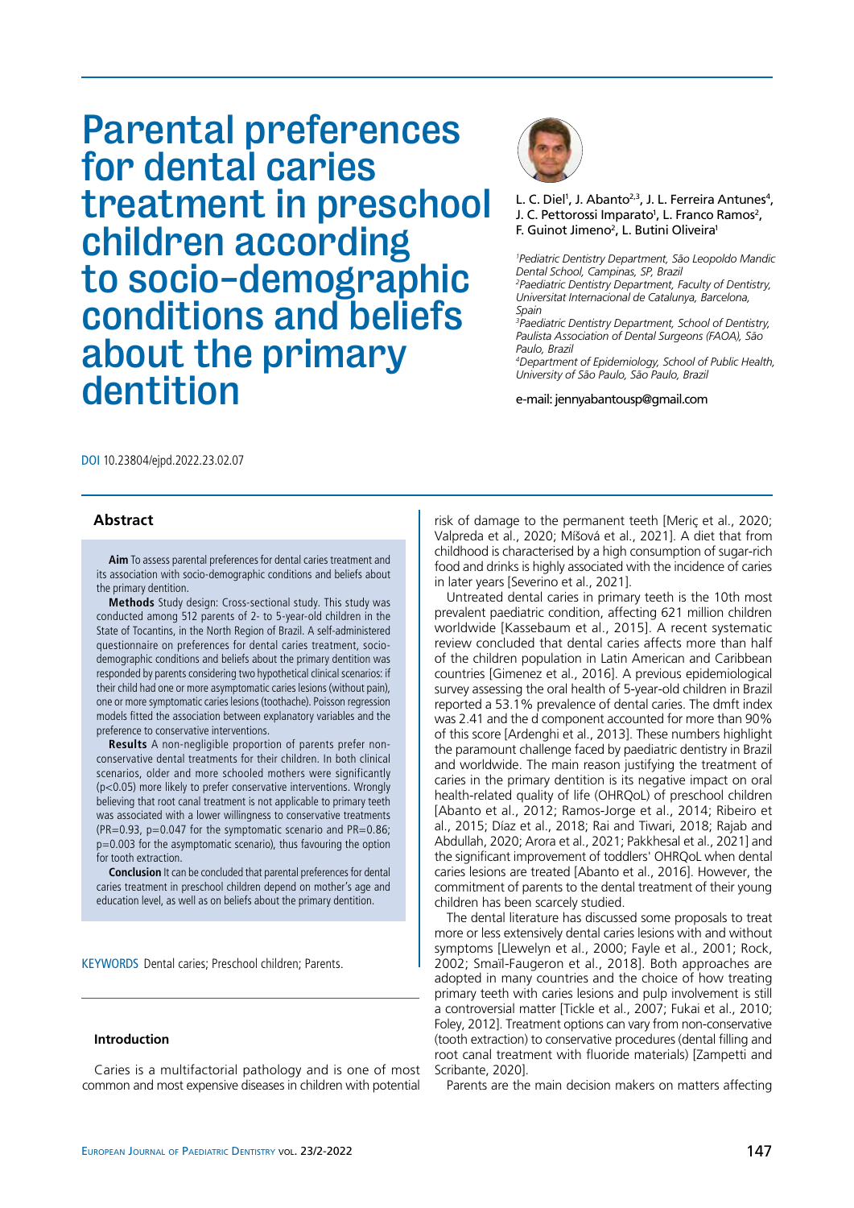# Parental preferences for dental caries treatment in preschool children according to socio-demographic conditions and beliefs about the primary dentition

L. C. Diel[1], J. Abanto[2,3], J. L. Ferreira Antunes[4], J. C. Pettorossi Imparato[1], L. Franco Ramos[2], F. Guinot Jimeno[2], L. Butini Oliveira[1]

*[1]Pediatric Dentistry Department, São Leopoldo Mandic Dental School, Campinas, SP, Brazil*
*[2]Paediatric Dentistry Department, Faculty of Dentistry, Universitat Internacional de Catalunya, Barcelona, Spain*
*[3]Paediatric Dentistry Department, School of Dentistry, Paulista Association of Dental Surgeons (FAOA), São Paulo, Brazil*
*[4]Department of Epidemiology, School of Public Health, University of São Paulo, São Paulo, Brazil*

e-mail: jennyabantousp@gmail.com

DOI 10.23804/ejpd.2022.23.02.07

## Abstract

**Aim** To assess parental preferences for dental caries treatment and its association with socio-demographic conditions and beliefs about the primary dentition.

**Methods** Study design: Cross-sectional study. This study was conducted among 512 parents of 2- to 5-year-old children in the State of Tocantins, in the North Region of Brazil. A self-administered questionnaire on preferences for dental caries treatment, socio-demographic conditions and beliefs about the primary dentition was responded by parents considering two hypothetical clinical scenarios: if their child had one or more asymptomatic caries lesions (without pain), one or more symptomatic caries lesions (toothache). Poisson regression models fitted the association between explanatory variables and the preference to conservative interventions.

**Results** A non-negligible proportion of parents prefer non-conservative dental treatments for their children. In both clinical scenarios, older and more schooled mothers were significantly ($p<0.05$) more likely to prefer conservative interventions. Wrongly believing that root canal treatment is not applicable to primary teeth was associated with a lower willingness to conservative treatments (PR=0.93, p=0.047 for the symptomatic scenario and PR=0.86; p=0.003 for the asymptomatic scenario), thus favouring the option for tooth extraction.

**Conclusion** It can be concluded that parental preferences for dental caries treatment in preschool children depend on mother's age and education level, as well as on beliefs about the primary dentition.

KEYWORDS Dental caries; Preschool children; Parents.

## Introduction

Caries is a multifactorial pathology and is one of most common and most expensive diseases in children with potential risk of damage to the permanent teeth [Meriç et al., 2020; Valpreda et al., 2020; Míšová et al., 2021]. A diet that from childhood is characterised by a high consumption of sugar-rich food and drinks is highly associated with the incidence of caries in later years [Severino et al., 2021].

Untreated dental caries in primary teeth is the 10th most prevalent paediatric condition, affecting 621 million children worldwide [Kassebaum et al., 2015]. A recent systematic review concluded that dental caries affects more than half of the children population in Latin American and Caribbean countries [Gimenez et al., 2016]. A previous epidemiological survey assessing the oral health of 5-year-old children in Brazil reported a 53.1% prevalence of dental caries. The dmft index was 2.41 and the d component accounted for more than 90% of this score [Ardenghi et al., 2013]. These numbers highlight the paramount challenge faced by paediatric dentistry in Brazil and worldwide. The main reason justifying the treatment of caries in the primary dentition is its negative impact on oral health-related quality of life (OHRQoL) of preschool children [Abanto et al., 2012; Ramos-Jorge et al., 2014; Ribeiro et al., 2015; Díaz et al., 2018; Rai and Tiwari, 2018; Rajab and Abdullah, 2020; Arora et al., 2021; Pakkhesal et al., 2021] and the significant improvement of toddlers' OHRQoL when dental caries lesions are treated [Abanto et al., 2016]. However, the commitment of parents to the dental treatment of their young children has been scarcely studied.

The dental literature has discussed some proposals to treat more or less extensively dental caries lesions with and without symptoms [Llewelyn et al., 2000; Fayle et al., 2001; Rock, 2002; Smaïl-Faugeron et al., 2018]. Both approaches are adopted in many countries and the choice of how treating primary teeth with caries lesions and pulp involvement is still a controversial matter [Tickle et al., 2007; Fukai et al., 2010; Foley, 2012]. Treatment options can vary from non-conservative (tooth extraction) to conservative procedures (dental filling and root canal treatment with fluoride materials) [Zampetti and Scribante, 2020].

Parents are the main decision makers on matters affecting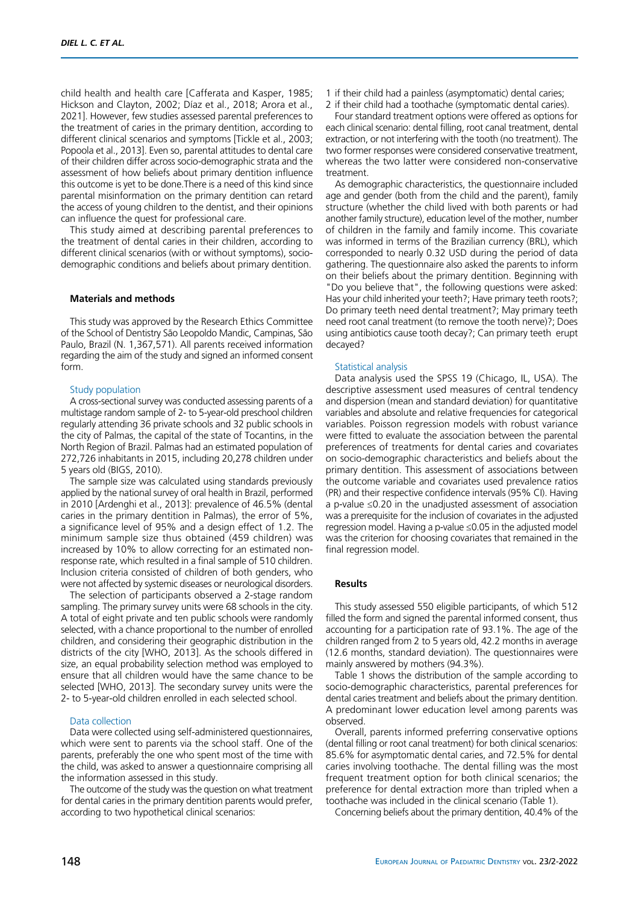child health and health care [Cafferata and Kasper, 1985; Hickson and Clayton, 2002; Díaz et al., 2018; Arora et al., 2021]. However, few studies assessed parental preferences to the treatment of caries in the primary dentition, according to different clinical scenarios and symptoms [Tickle et al., 2003; Popoola et al., 2013]. Even so, parental attitudes to dental care of their children differ across socio-demographic strata and the assessment of how beliefs about primary dentition influence this outcome is yet to be done.There is a need of this kind since parental misinformation on the primary dentition can retard the access of young children to the dentist, and their opinions can influence the quest for professional care.

This study aimed at describing parental preferences to the treatment of dental caries in their children, according to different clinical scenarios (with or without symptoms), socio-demographic conditions and beliefs about primary dentition.

## Materials and methods

This study was approved by the Research Ethics Committee of the School of Dentistry São Leopoldo Mandic, Campinas, São Paulo, Brazil (N. 1,367,571). All parents received information regarding the aim of the study and signed an informed consent form.

### Study population

A cross-sectional survey was conducted assessing parents of a multistage random sample of 2- to 5-year-old preschool children regularly attending 36 private schools and 32 public schools in the city of Palmas, the capital of the state of Tocantins, in the North Region of Brazil. Palmas had an estimated population of 272,726 inhabitants in 2015, including 20,278 children under 5 years old (BIGS, 2010).

The sample size was calculated using standards previously applied by the national survey of oral health in Brazil, performed in 2010 [Ardenghi et al., 2013]: prevalence of 46.5% (dental caries in the primary dentition in Palmas), the error of 5%, a significance level of 95% and a design effect of 1.2. The minimum sample size thus obtained (459 children) was increased by 10% to allow correcting for an estimated non-response rate, which resulted in a final sample of 510 children. Inclusion criteria consisted of children of both genders, who were not affected by systemic diseases or neurological disorders.

The selection of participants observed a 2-stage random sampling. The primary survey units were 68 schools in the city. A total of eight private and ten public schools were randomly selected, with a chance proportional to the number of enrolled children, and considering their geographic distribution in the districts of the city [WHO, 2013]. As the schools differed in size, an equal probability selection method was employed to ensure that all children would have the same chance to be selected [WHO, 2013]. The secondary survey units were the 2- to 5-year-old children enrolled in each selected school.

### Data collection

Data were collected using self-administered questionnaires, which were sent to parents via the school staff. One of the parents, preferably the one who spent most of the time with the child, was asked to answer a questionnaire comprising all the information assessed in this study.

The outcome of the study was the question on what treatment for dental caries in the primary dentition parents would prefer, according to two hypothetical clinical scenarios:

1 if their child had a painless (asymptomatic) dental caries;
2 if their child had a toothache (symptomatic dental caries).

Four standard treatment options were offered as options for each clinical scenario: dental filling, root canal treatment, dental extraction, or not interfering with the tooth (no treatment). The two former responses were considered conservative treatment, whereas the two latter were considered non-conservative treatment.

As demographic characteristics, the questionnaire included age and gender (both from the child and the parent), family structure (whether the child lived with both parents or had another family structure), education level of the mother, number of children in the family and family income. This covariate was informed in terms of the Brazilian currency (BRL), which corresponded to nearly 0.32 USD during the period of data gathering. The questionnaire also asked the parents to inform on their beliefs about the primary dentition. Beginning with "Do you believe that", the following questions were asked: Has your child inherited your teeth?; Have primary teeth roots?; Do primary teeth need dental treatment?; May primary teeth need root canal treatment (to remove the tooth nerve)?; Does using antibiotics cause tooth decay?; Can primary teeth erupt decayed?

### Statistical analysis

Data analysis used the SPSS 19 (Chicago, IL, USA). The descriptive assessment used measures of central tendency and dispersion (mean and standard deviation) for quantitative variables and absolute and relative frequencies for categorical variables. Poisson regression models with robust variance were fitted to evaluate the association between the parental preferences of treatments for dental caries and covariates on socio-demographic characteristics and beliefs about the primary dentition. This assessment of associations between the outcome variable and covariates used prevalence ratios (PR) and their respective confidence intervals (95% CI). Having a p-value ≤0.20 in the unadjusted assessment of association was a prerequisite for the inclusion of covariates in the adjusted regression model. Having a p-value ≤0.05 in the adjusted model was the criterion for choosing covariates that remained in the final regression model.

## Results

This study assessed 550 eligible participants, of which 512 filled the form and signed the parental informed consent, thus accounting for a participation rate of 93.1%. The age of the children ranged from 2 to 5 years old, 42.2 months in average (12.6 months, standard deviation). The questionnaires were mainly answered by mothers (94.3%).

Table 1 shows the distribution of the sample according to socio-demographic characteristics, parental preferences for dental caries treatment and beliefs about the primary dentition. A predominant lower education level among parents was observed.

Overall, parents informed preferring conservative options (dental filling or root canal treatment) for both clinical scenarios: 85.6% for asymptomatic dental caries, and 72.5% for dental caries involving toothache. The dental filling was the most frequent treatment option for both clinical scenarios; the preference for dental extraction more than tripled when a toothache was included in the clinical scenario (Table 1).

Concerning beliefs about the primary dentition, 40.4% of the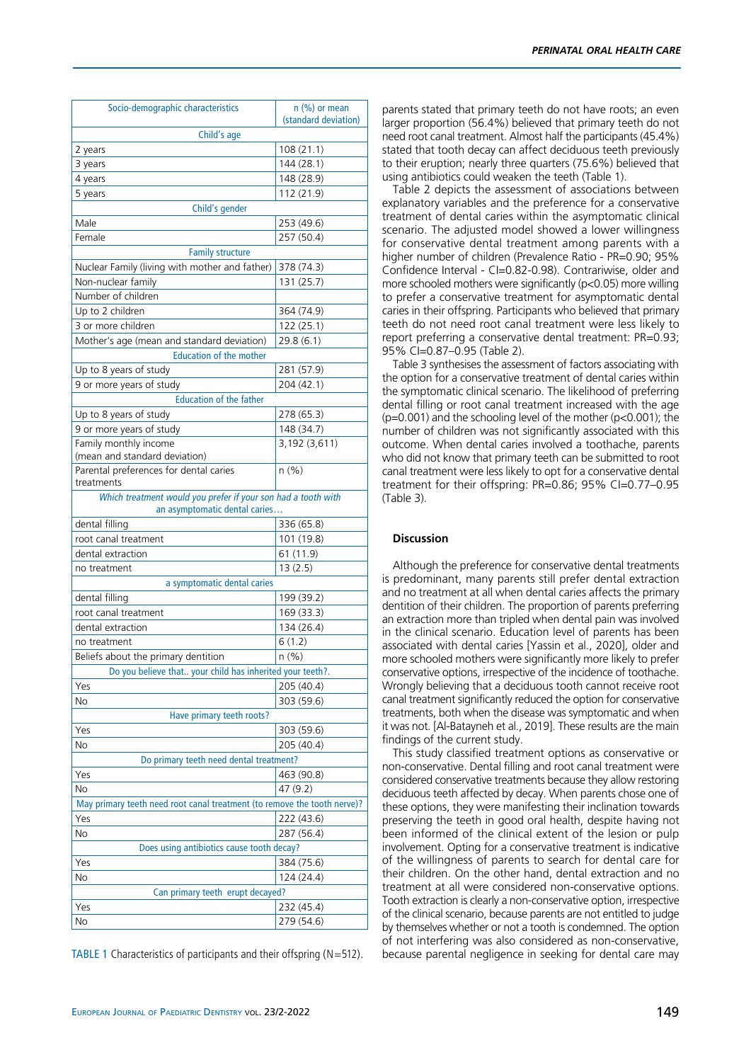| Socio-demographic characteristics | n (%) or mean (standard deviation) |
|---|---|
| Child's age | |
| 2 years | 108 (21.1) |
| 3 years | 144 (28.1) |
| 4 years | 148 (28.9) |
| 5 years | 112 (21.9) |
| Child's gender | |
| Male | 253 (49.6) |
| Female | 257 (50.4) |
| Family structure | |
| Nuclear Family (living with mother and father) | 378 (74.3) |
| Non-nuclear family | 131 (25.7) |
| Number of children | |
| Up to 2 children | 364 (74.9) |
| 3 or more children | 122 (25.1) |
| Mother's age (mean and standard deviation) | 29.8 (6.1) |
| Education of the mother | |
| Up to 8 years of study | 281 (57.9) |
| 9 or more years of study | 204 (42.1) |
| Education of the father | |
| Up to 8 years of study | 278 (65.3) |
| 9 or more years of study | 148 (34.7) |
| Family monthly income (mean and standard deviation) | 3,192 (3,611) |
| Parental preferences for dental caries treatments | n (%) |
| *Which treatment would you prefer if your son had a tooth with an asymptomatic dental caries…* | |
| dental filling | 336 (65.8) |
| root canal treatment | 101 (19.8) |
| dental extraction | 61 (11.9) |
| no treatment | 13 (2.5) |
| a symptomatic dental caries | |
| dental filling | 199 (39.2) |
| root canal treatment | 169 (33.3) |
| dental extraction | 134 (26.4) |
| no treatment | 6 (1.2) |
| Beliefs about the primary dentition | n (%) |
| Do you believe that.. your child has inherited your teeth?. | |
| Yes | 205 (40.4) |
| No | 303 (59.6) |
| Have primary teeth roots? | |
| Yes | 303 (59.6) |
| No | 205 (40.4) |
| Do primary teeth need dental treatment? | |
| Yes | 463 (90.8) |
| No | 47 (9.2) |
| May primary teeth need root canal treatment (to remove the tooth nerve)? | |
| Yes | 222 (43.6) |
| No | 287 (56.4) |
| Does using antibiotics cause tooth decay? | |
| Yes | 384 (75.6) |
| No | 124 (24.4) |
| Can primary teeth erupt decayed? | |
| Yes | 232 (45.4) |
| No | 279 (54.6) |

TABLE 1 Characteristics of participants and their offspring (N=512).

parents stated that primary teeth do not have roots; an even larger proportion (56.4%) believed that primary teeth do not need root canal treatment. Almost half the participants (45.4%) stated that tooth decay can affect deciduous teeth previously to their eruption; nearly three quarters (75.6%) believed that using antibiotics could weaken the teeth (Table 1).

Table 2 depicts the assessment of associations between explanatory variables and the preference for a conservative treatment of dental caries within the asymptomatic clinical scenario. The adjusted model showed a lower willingness for conservative dental treatment among parents with a higher number of children (Prevalence Ratio - PR=0.90; 95% Confidence Interval - CI=0.82-0.98). Contrariwise, older and more schooled mothers were significantly ($p<0.05$) more willing to prefer a conservative treatment for asymptomatic dental caries in their offspring. Participants who believed that primary teeth do not need root canal treatment were less likely to report preferring a conservative dental treatment: PR=0.93; 95% CI=0.87–0.95 (Table 2).

Table 3 synthesises the assessment of factors associating with the option for a conservative treatment of dental caries within the symptomatic clinical scenario. The likelihood of preferring dental filling or root canal treatment increased with the age ($p=0.001$) and the schooling level of the mother ($p<0.001$); the number of children was not significantly associated with this outcome. When dental caries involved a toothache, parents who did not know that primary teeth can be submitted to root canal treatment were less likely to opt for a conservative dental treatment for their offspring: PR=0.86; 95% CI=0.77–0.95 (Table 3).

## Discussion

Although the preference for conservative dental treatments is predominant, many parents still prefer dental extraction and no treatment at all when dental caries affects the primary dentition of their children. The proportion of parents preferring an extraction more than tripled when dental pain was involved in the clinical scenario. Education level of parents has been associated with dental caries [Yassin et al., 2020], older and more schooled mothers were significantly more likely to prefer conservative options, irrespective of the incidence of toothache. Wrongly believing that a deciduous tooth cannot receive root canal treatment significantly reduced the option for conservative treatments, both when the disease was symptomatic and when it was not. [Al-Batayneh et al., 2019]. These results are the main findings of the current study.

This study classified treatment options as conservative or non-conservative. Dental filling and root canal treatment were considered conservative treatments because they allow restoring deciduous teeth affected by decay. When parents chose one of these options, they were manifesting their inclination towards preserving the teeth in good oral health, despite having not been informed of the clinical extent of the lesion or pulp involvement. Opting for a conservative treatment is indicative of the willingness of parents to search for dental care for their children. On the other hand, dental extraction and no treatment at all were considered non-conservative options. Tooth extraction is clearly a non-conservative option, irrespective of the clinical scenario, because parents are not entitled to judge by themselves whether or not a tooth is condemned. The option of not interfering was also considered as non-conservative, because parental negligence in seeking for dental care may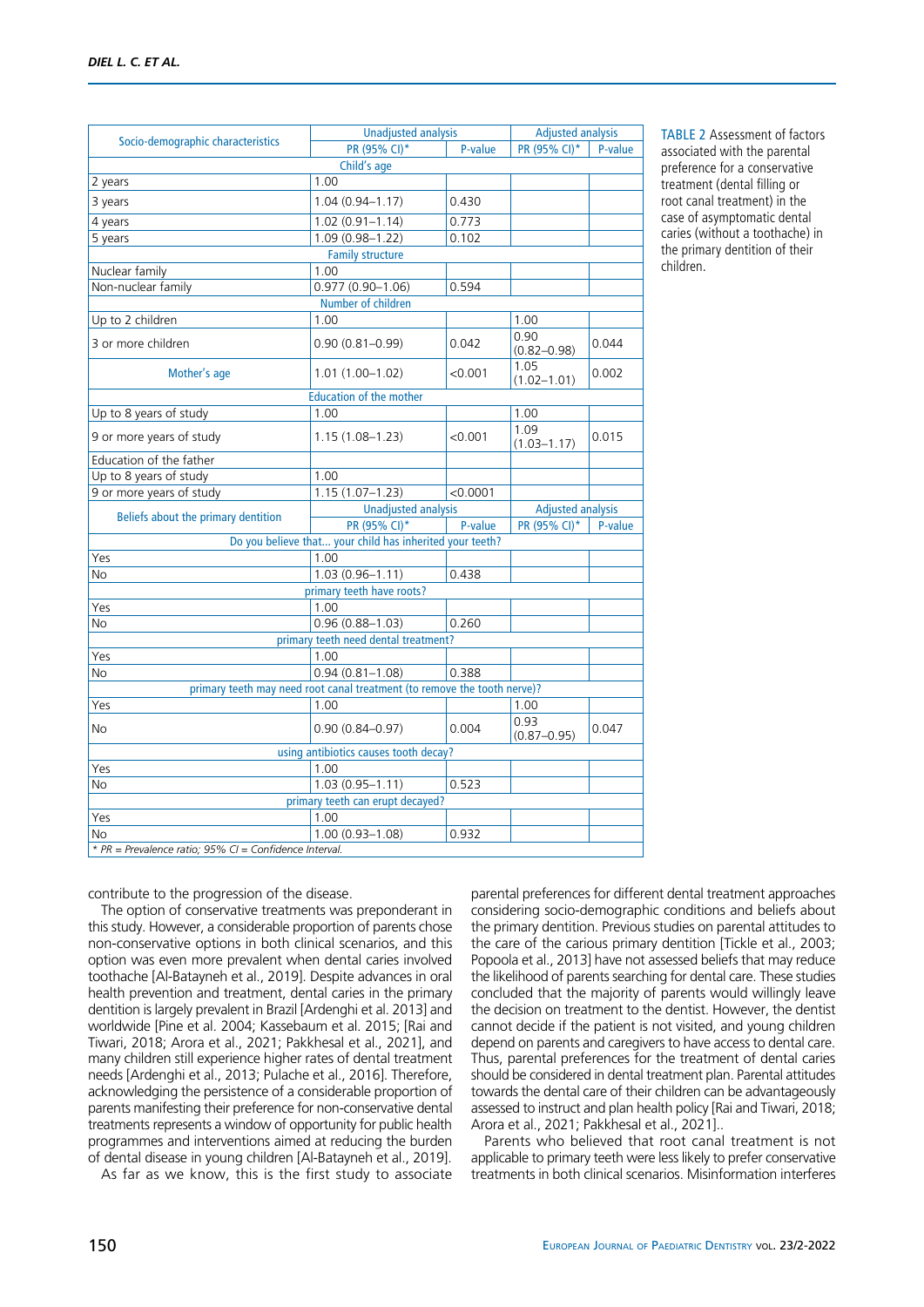TABLE 2 Assessment of factors associated with the parental preference for a conservative treatment (dental filling or root canal treatment) in the case of asymptomatic dental caries (without a toothache) in the primary dentition of their children.

| Socio-demographic characteristics | Unadjusted analysis | | Adjusted analysis | |
|---|---|---|---|---|
| | PR (95% CI)* | P-value | PR (95% CI)* | P-value |
| **Child's age** | | | | |
| 2 years | 1.00 | | | |
| 3 years | 1.04 (0.94–1.17) | 0.430 | | |
| 4 years | 1.02 (0.91–1.14) | 0.773 | | |
| 5 years | 1.09 (0.98–1.22) | 0.102 | | |
| **Family structure** | | | | |
| Nuclear family | 1.00 | | | |
| Non-nuclear family | 0.977 (0.90–1.06) | 0.594 | | |
| **Number of children** | | | | |
| Up to 2 children | 1.00 | | 1.00 | |
| 3 or more children | 0.90 (0.81–0.99) | 0.042 | 0.90 (0.82–0.98) | 0.044 |
| Mother's age | 1.01 (1.00–1.02) | <0.001 | 1.05 (1.02–1.01) | 0.002 |
| **Education of the mother** | | | | |
| Up to 8 years of study | 1.00 | | 1.00 | |
| 9 or more years of study | 1.15 (1.08–1.23) | <0.001 | 1.09 (1.03–1.17) | 0.015 |
| Education of the father | | | | |
| Up to 8 years of study | 1.00 | | | |
| 9 or more years of study | 1.15 (1.07–1.23) | <0.0001 | | |
| **Beliefs about the primary dentition** | **Unadjusted analysis** | | **Adjusted analysis** | |
| | PR (95% CI)* | P-value | PR (95% CI)* | P-value |
| **Do you believe that... your child has inherited your teeth?** | | | | |
| Yes | 1.00 | | | |
| No | 1.03 (0.96–1.11) | 0.438 | | |
| **primary teeth have roots?** | | | | |
| Yes | 1.00 | | | |
| No | 0.96 (0.88–1.03) | 0.260 | | |
| **primary teeth need dental treatment?** | | | | |
| Yes | 1.00 | | | |
| No | 0.94 (0.81–1.08) | 0.388 | | |
| **primary teeth may need root canal treatment (to remove the tooth nerve)?** | | | | |
| Yes | 1.00 | | 1.00 | |
| No | 0.90 (0.84–0.97) | 0.004 | 0.93 (0.87–0.95) | 0.047 |
| **using antibiotics causes tooth decay?** | | | | |
| Yes | 1.00 | | | |
| No | 1.03 (0.95–1.11) | 0.523 | | |
| **primary teeth can erupt decayed?** | | | | |
| Yes | 1.00 | | | |
| No | 1.00 (0.93–1.08) | 0.932 | | |

*\* PR = Prevalence ratio; 95% CI = Confidence Interval.*

contribute to the progression of the disease.

The option of conservative treatments was preponderant in this study. However, a considerable proportion of parents chose non-conservative options in both clinical scenarios, and this option was even more prevalent when dental caries involved toothache [Al-Batayneh et al., 2019]. Despite advances in oral health prevention and treatment, dental caries in the primary dentition is largely prevalent in Brazil [Ardenghi et al. 2013] and worldwide [Pine et al. 2004; Kassebaum et al. 2015; [Rai and Tiwari, 2018; Arora et al., 2021; Pakkhesal et al., 2021], and many children still experience higher rates of dental treatment needs [Ardenghi et al., 2013; Pulache et al., 2016]. Therefore, acknowledging the persistence of a considerable proportion of parents manifesting their preference for non-conservative dental treatments represents a window of opportunity for public health programmes and interventions aimed at reducing the burden of dental disease in young children [Al-Batayneh et al., 2019].

As far as we know, this is the first study to associate parental preferences for different dental treatment approaches considering socio-demographic conditions and beliefs about the primary dentition. Previous studies on parental attitudes to the care of the carious primary dentition [Tickle et al., 2003; Popoola et al., 2013] have not assessed beliefs that may reduce the likelihood of parents searching for dental care. These studies concluded that the majority of parents would willingly leave the decision on treatment to the dentist. However, the dentist cannot decide if the patient is not visited, and young children depend on parents and caregivers to have access to dental care. Thus, parental preferences for the treatment of dental caries should be considered in dental treatment plan. Parental attitudes towards the dental care of their children can be advantageously assessed to instruct and plan health policy [Rai and Tiwari, 2018; Arora et al., 2021; Pakkhesal et al., 2021]..

Parents who believed that root canal treatment is not applicable to primary teeth were less likely to prefer conservative treatments in both clinical scenarios. Misinformation interferes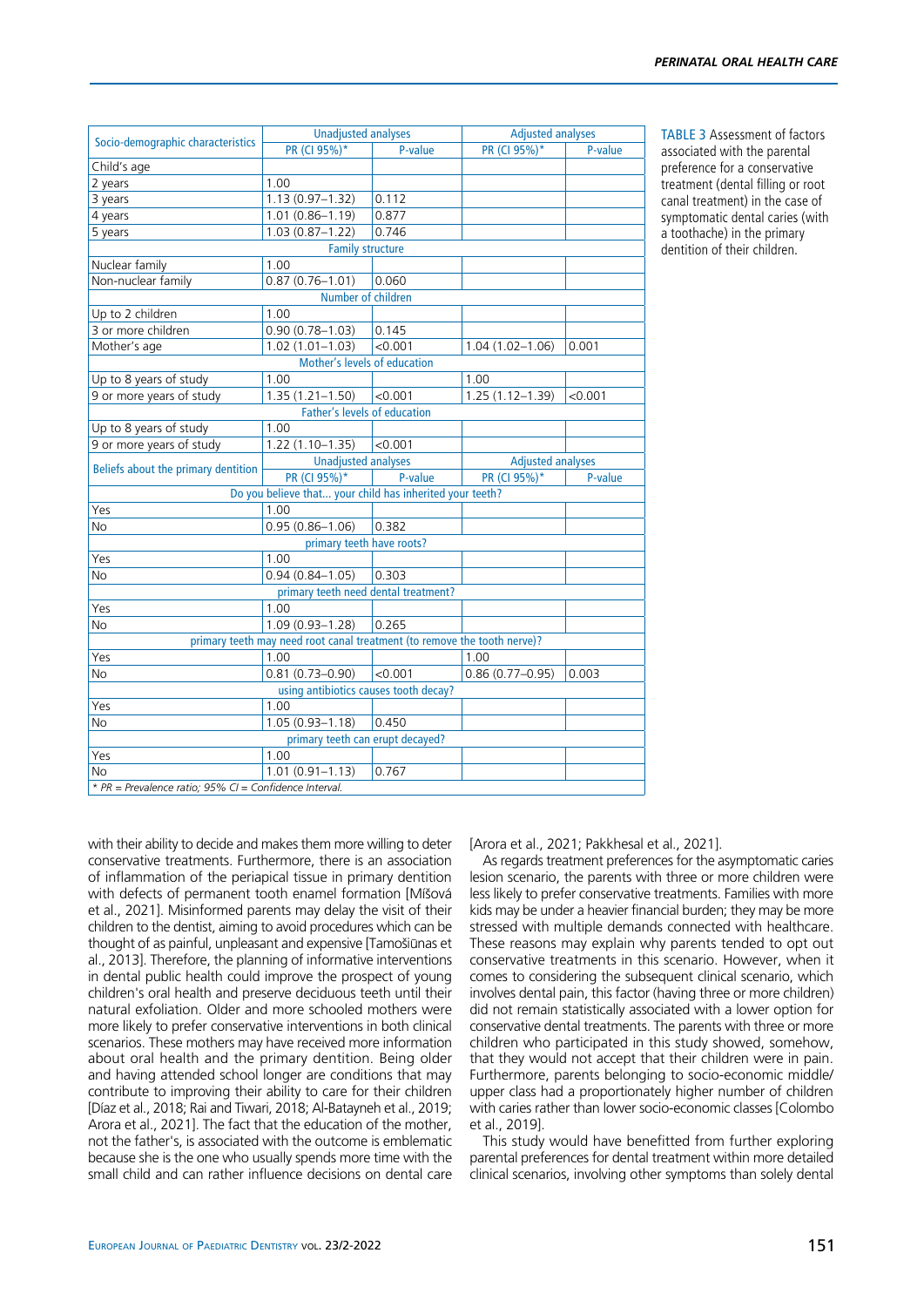TABLE 3 Assessment of factors associated with the parental preference for a conservative treatment (dental filling or root canal treatment) in the case of symptomatic dental caries (with a toothache) in the primary dentition of their children.

| Socio-demographic characteristics | Unadjusted analyses | | Adjusted analyses | |
|---|---|---|---|---|
| | PR (CI 95%)* | P-value | PR (CI 95%)* | P-value |
| Child's age | | | | |
| 2 years | 1.00 | | | |
| 3 years | 1.13 (0.97–1.32) | 0.112 | | |
| 4 years | 1.01 (0.86–1.19) | 0.877 | | |
| 5 years | 1.03 (0.87–1.22) | 0.746 | | |
| Family structure | | | | |
| Nuclear family | 1.00 | | | |
| Non-nuclear family | 0.87 (0.76–1.01) | 0.060 | | |
| Number of children | | | | |
| Up to 2 children | 1.00 | | | |
| 3 or more children | 0.90 (0.78–1.03) | 0.145 | | |
| Mother's age | 1.02 (1.01–1.03) | <0.001 | 1.04 (1.02–1.06) | 0.001 |
| Mother's levels of education | | | | |
| Up to 8 years of study | 1.00 | | 1.00 | |
| 9 or more years of study | 1.35 (1.21–1.50) | <0.001 | 1.25 (1.12–1.39) | <0.001 |
| Father's levels of education | | | | |
| Up to 8 years of study | 1.00 | | | |
| 9 or more years of study | 1.22 (1.10–1.35) | <0.001 | | |
| Beliefs about the primary dentition | Unadjusted analyses | | Adjusted analyses | |
| | PR (CI 95%)* | P-value | PR (CI 95%)* | P-value |
| Do you believe that... your child has inherited your teeth? | | | | |
| Yes | 1.00 | | | |
| No | 0.95 (0.86–1.06) | 0.382 | | |
| primary teeth have roots? | | | | |
| Yes | 1.00 | | | |
| No | 0.94 (0.84–1.05) | 0.303 | | |
| primary teeth need dental treatment? | | | | |
| Yes | 1.00 | | | |
| No | 1.09 (0.93–1.28) | 0.265 | | |
| primary teeth may need root canal treatment (to remove the tooth nerve)? | | | | |
| Yes | 1.00 | | 1.00 | |
| No | 0.81 (0.73–0.90) | <0.001 | 0.86 (0.77–0.95) | 0.003 |
| using antibiotics causes tooth decay? | | | | |
| Yes | 1.00 | | | |
| No | 1.05 (0.93–1.18) | 0.450 | | |
| primary teeth can erupt decayed? | | | | |
| Yes | 1.00 | | | |
| No | 1.01 (0.91–1.13) | 0.767 | | |

*\* PR = Prevalence ratio; 95% CI = Confidence Interval.*

with their ability to decide and makes them more willing to deter conservative treatments. Furthermore, there is an association of inflammation of the periapical tissue in primary dentition with defects of permanent tooth enamel formation [Míšová et al., 2021]. Misinformed parents may delay the visit of their children to the dentist, aiming to avoid procedures which can be thought of as painful, unpleasant and expensive [Tamošiūnas et al., 2013]. Therefore, the planning of informative interventions in dental public health could improve the prospect of young children's oral health and preserve deciduous teeth until their natural exfoliation. Older and more schooled mothers were more likely to prefer conservative interventions in both clinical scenarios. These mothers may have received more information about oral health and the primary dentition. Being older and having attended school longer are conditions that may contribute to improving their ability to care for their children [Díaz et al., 2018; Rai and Tiwari, 2018; Al-Batayneh et al., 2019; Arora et al., 2021]. The fact that the education of the mother, not the father's, is associated with the outcome is emblematic because she is the one who usually spends more time with the small child and can rather influence decisions on dental care [Arora et al., 2021; Pakkhesal et al., 2021].

As regards treatment preferences for the asymptomatic caries lesion scenario, the parents with three or more children were less likely to prefer conservative treatments. Families with more kids may be under a heavier financial burden; they may be more stressed with multiple demands connected with healthcare. These reasons may explain why parents tended to opt out conservative treatments in this scenario. However, when it comes to considering the subsequent clinical scenario, which involves dental pain, this factor (having three or more children) did not remain statistically associated with a lower option for conservative dental treatments. The parents with three or more children who participated in this study showed, somehow, that they would not accept that their children were in pain. Furthermore, parents belonging to socio-economic middle/upper class had a proportionately higher number of children with caries rather than lower socio-economic classes [Colombo et al., 2019].

This study would have benefitted from further exploring parental preferences for dental treatment within more detailed clinical scenarios, involving other symptoms than solely dental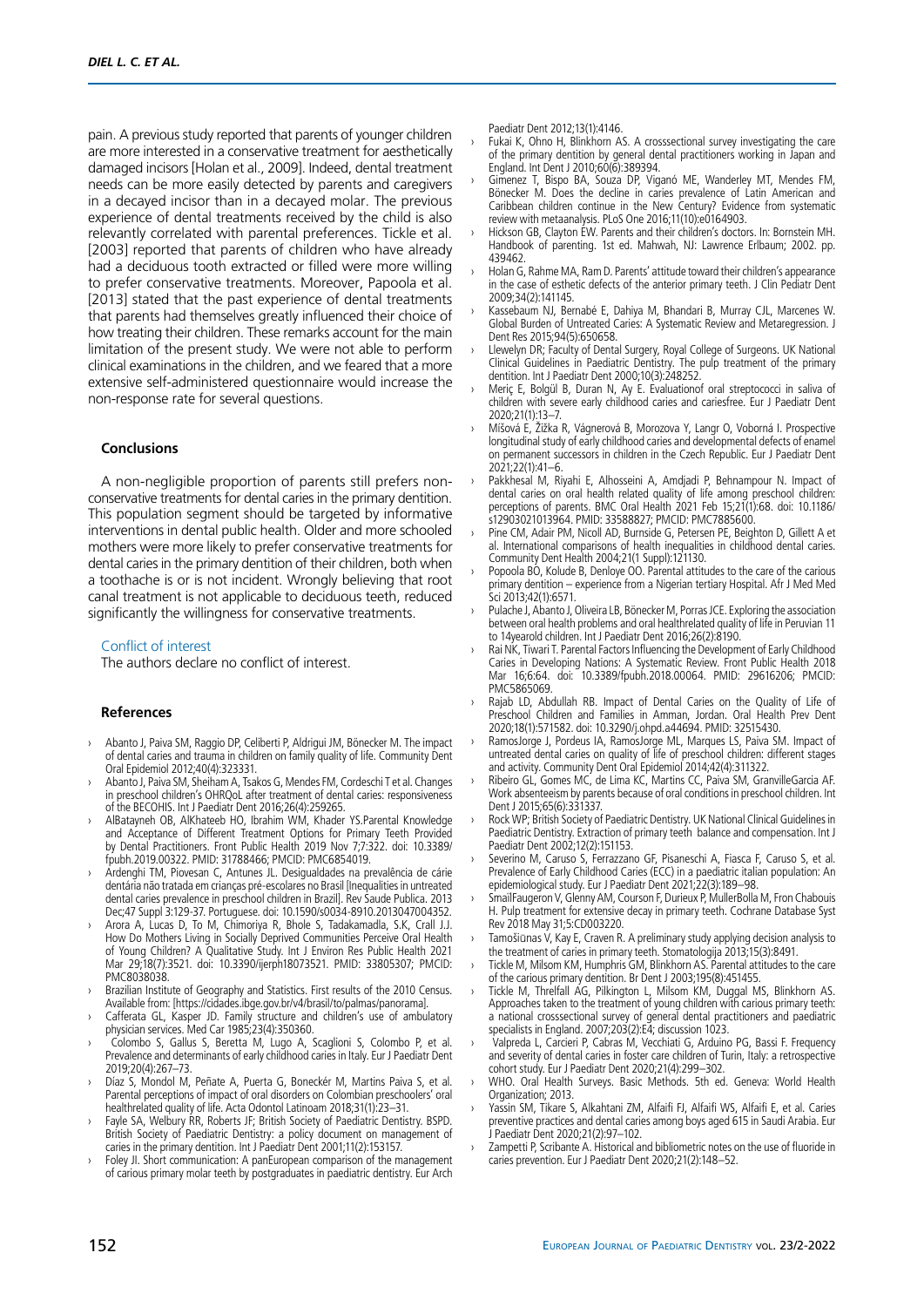pain. A previous study reported that parents of younger children are more interested in a conservative treatment for aesthetically damaged incisors [Holan et al., 2009]. Indeed, dental treatment needs can be more easily detected by parents and caregivers in a decayed incisor than in a decayed molar. The previous experience of dental treatments received by the child is also relevantly correlated with parental preferences. Tickle et al. [2003] reported that parents of children who have already had a deciduous tooth extracted or filled were more willing to prefer conservative treatments. Moreover, Papoola et al. [2013] stated that the past experience of dental treatments that parents had themselves greatly influenced their choice of how treating their children. These remarks account for the main limitation of the present study. We were not able to perform clinical examinations in the children, and we feared that a more extensive self-administered questionnaire would increase the non-response rate for several questions.

#### Conclusions

A non-negligible proportion of parents still prefers non-conservative treatments for dental caries in the primary dentition. This population segment should be targeted by informative interventions in dental public health. Older and more schooled mothers were more likely to prefer conservative treatments for dental caries in the primary dentition of their children, both when a toothache is or is not incident. Wrongly believing that root canal treatment is not applicable to deciduous teeth, reduced significantly the willingness for conservative treatments.

Conflict of interest

The authors declare no conflict of interest.

#### References

- Abanto J, Paiva SM, Raggio DP, Celiberti P, Aldrigui JM, Bönecker M. The impact of dental caries and trauma in children on family quality of life. Community Dent Oral Epidemiol 2012;40(4):323331.
- Abanto J, Paiva SM, Sheiham A, Tsakos G, Mendes FM, Cordeschi T et al. Changes in preschool children's OHRQoL after treatment of dental caries: responsiveness of the BECOHIS. Int J Paediatr Dent 2016;26(4):259265.
- AlBatayneh OB, AlKhateeb HO, Ibrahim WM, Khader YS.Parental Knowledge and Acceptance of Different Treatment Options for Primary Teeth Provided by Dental Practitioners. Front Public Health 2019 Nov 7;7:322. doi: 10.3389/fpubh.2019.00322. PMID: 31788466; PMCID: PMC6854019.
- Ardenghi TM, Piovesan C, Antunes JL. Desigualdades na prevalência de cárie dentária não tratada em crianças pré-escolares no Brasil [Inequalities in untreated dental caries prevalence in preschool children in Brazil]. Rev Saude Publica. 2013 Dec;47 Suppl 3:129-37. Portuguese. doi: 10.1590/s0034-8910.2013047004352.
- Arora A, Lucas D, To M, Chimoriya R, Bhole S, Tadakamadla, S.K, Crall J.J. How Do Mothers Living in Socially Deprived Communities Perceive Oral Health of Young Children? A Qualitative Study. Int J Environ Res Public Health 2021 Mar 29;18(7):3521. doi: 10.3390/ijerph18073521. PMID: 33805307; PMCID: PMC8038038.
- Brazilian Institute of Geography and Statistics. First results of the 2010 Census. Available from: [https://cidades.ibge.gov.br/v4/brasil/to/palmas/panorama].
- Cafferata GL, Kasper JD. Family structure and children's use of ambulatory physician services. Med Car 1985;23(4):350360.
- Colombo S, Gallus S, Beretta M, Lugo A, Scaglioni S, Colombo P, et al. Prevalence and determinants of early childhood caries in Italy. Eur J Paediatr Dent 2019;20(4):267–73.
- Díaz S, Mondol M, Peñate A, Puerta G, Boneckér M, Martins Paiva S, et al. Parental perceptions of impact of oral disorders on Colombian preschoolers' oral healthrelated quality of life. Acta Odontol Latinoam 2018;31(1):23–31.
- Fayle SA, Welbury RR, Roberts JF; British Society of Paediatric Dentistry. BSPD. British Society of Paediatric Dentistry: a policy document on management of caries in the primary dentition. Int J Paediatr Dent 2001;11(2):153157.
- Foley JI. Short communication: A panEuropean comparison of the management of carious primary molar teeth by postgraduates in paediatric dentistry. Eur Arch Paediatr Dent 2012;13(1):4146.
- Fukai K, Ohno H, Blinkhorn AS. A crosssectional survey investigating the care of the primary dentition by general dental practitioners working in Japan and England. Int Dent J 2010;60(6):389394.
- Gimenez T, Bispo BA, Souza DP, Viganó ME, Wanderley MT, Mendes FM, Bönecker M. Does the decline in caries prevalence of Latin American and Caribbean children continue in the New Century? Evidence from systematic review with metaanalysis. PLoS One 2016;11(10):e0164903.
- Hickson GB, Clayton EW. Parents and their children's doctors. In: Bornstein MH. Handbook of parenting. 1st ed. Mahwah, NJ: Lawrence Erlbaum; 2002. pp. 439462.
- Holan G, Rahme MA, Ram D. Parents' attitude toward their children's appearance in the case of esthetic defects of the anterior primary teeth. J Clin Pediatr Dent 2009;34(2):141145.
- Kassebaum NJ, Bernabé E, Dahiya M, Bhandari B, Murray CJL, Marcenes W. Global Burden of Untreated Caries: A Systematic Review and Metaregression. J Dent Res 2015;94(5):650658.
- Llewelyn DR; Faculty of Dental Surgery, Royal College of Surgeons. UK National Clinical Guidelines in Paediatric Dentistry. The pulp treatment of the primary dentition. Int J Paediatr Dent 2000;10(3):248252.
- Meriç E, Bolgül B, Duran N, Ay E. Evaluationof oral streptococci in saliva of children with severe early childhood caries and cariesfree. Eur J Paediatr Dent 2020;21(1):13–7.
- Míšová E, Žižka R, Vágnerová B, Morozova Y, Langr O, Voborná I. Prospective longitudinal study of early childhood caries and developmental defects of enamel on permanent successors in children in the Czech Republic. Eur J Paediatr Dent 2021;22(1):41–6.
- Pakkhesal M, Riyahi E, Alhosseini A, Amdjadi P, Behnampour N. Impact of dental caries on oral health related quality of life among preschool children: perceptions of parents. BMC Oral Health 2021 Feb 15;21(1):68. doi: 10.1186/s12903021013964. PMID: 33588827; PMCID: PMC7885600.
- Pine CM, Adair PM, Nicoll AD, Burnside G, Petersen PE, Beighton D, Gillett A et al. International comparisons of health inequalities in childhood dental caries. Community Dent Health 2004;21(1 Suppl):121130.
- Popoola BO, Kolude B, Denloye OO. Parental attitudes to the care of the carious primary dentition – experience from a Nigerian tertiary Hospital. Afr J Med Med Sci 2013;42(1):6571.
- Pulache J, Abanto J, Oliveira LB, Bönecker M, Porras JCE. Exploring the association between oral health problems and oral healthrelated quality of life in Peruvian 11 to 14yearold children. Int J Paediatr Dent 2016;26(2):8190.
- Rai NK, Tiwari T. Parental Factors Influencing the Development of Early Childhood Caries in Developing Nations: A Systematic Review. Front Public Health 2018 Mar 16;6:64. doi: 10.3389/fpubh.2018.00064. PMID: 29616206; PMCID: PMC5865069.
- Rajab LD, Abdullah RB. Impact of Dental Caries on the Quality of Life of Preschool Children and Families in Amman, Jordan. Oral Health Prev Dent 2020;18(1):571582. doi: 10.3290/j.ohpd.a44694. PMID: 32515430.
- RamosJorge J, Pordeus IA, RamosJorge ML, Marques LS, Paiva SM. Impact of untreated dental caries on quality of life of preschool children: different stages and activity. Community Dent Oral Epidemiol 2014;42(4):311322.
- Ribeiro GL, Gomes MC, de Lima KC, Martins CC, Paiva SM, GranvilleGarcia AF. Work absenteeism by parents because of oral conditions in preschool children. Int Dent J 2015;65(6):331337.
- Rock WP; British Society of Paediatric Dentistry. UK National Clinical Guidelines in Paediatric Dentistry. Extraction of primary teeth balance and compensation. Int J Paediatr Dent 2002;12(2):151153.
- Severino M, Caruso S, Ferrazzano GF, Pisaneschi A, Fiasca F, Caruso S, et al. Prevalence of Early Childhood Caries (ECC) in a paediatric italian population: An epidemiological study. Eur J Paediatr Dent 2021;22(3):189–98.
- SmaïlFaugeron V, Glenny AM, Courson F, Durieux P, MullerBolla M, Fron Chabouis H. Pulp treatment for extensive decay in primary teeth. Cochrane Database Syst Rev 2018 May 31;5:CD003220.
- Tamošiūnas V, Kay E, Craven R. A preliminary study applying decision analysis to the treatment of caries in primary teeth. Stomatologija 2013;15(3):8491.
- Tickle M, Milsom KM, Humphris GM, Blinkhorn AS. Parental attitudes to the care of the carious primary dentition. Br Dent J 2003;195(8):451455.
- Tickle M, Threlfall AG, Pilkington L, Milsom KM, Duggal MS, Blinkhorn AS. Approaches taken to the treatment of young children with carious primary teeth: a national crosssectional survey of general dental practitioners and paediatric specialists in England. 2007;203(2):E4; discussion 1023.
- Valpreda L, Carcieri P, Cabras M, Vecchiati G, Arduino PG, Bassi F. Frequency and severity of dental caries in foster care children of Turin, Italy: a retrospective cohort study. Eur J Paediatr Dent 2020;21(4):299–302.
- WHO. Oral Health Surveys. Basic Methods. 5th ed. Geneva: World Health Organization; 2013.
- Yassin SM, Tikare S, Alkahtani ZM, Alfaifi FJ, Alfaifi WS, Alfaifi E, et al. Caries preventive practices and dental caries among boys aged 615 in Saudi Arabia. Eur J Paediatr Dent 2020;21(2):97–102.
- Zampetti P, Scribante A. Historical and bibliometric notes on the use of fluoride in caries prevention. Eur J Paediatr Dent 2020;21(2):148–52.